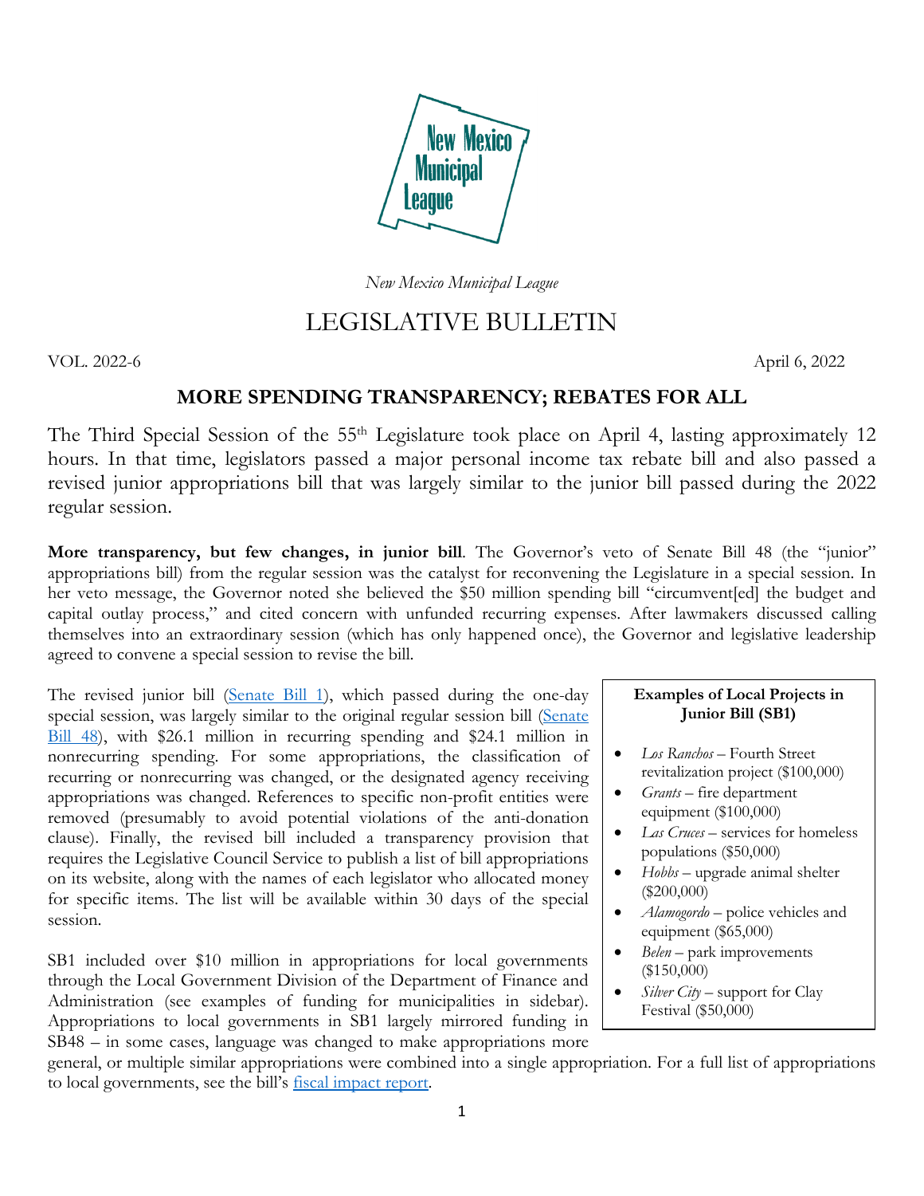New Mexico Municipal League

*New Mexico Municipal League*

# LEGISLATIVE BULLETIN

VOL. 2022-6 April 6, 2022

## MORE SPENDING TRANSPARENCY; REBATES FOR ALL

The Third Special Session of the 55th Legislature took place on April 4, lasting approximately 12 hours. In that time, legislators passed a major personal income tax rebate bill and also passed a revised junior appropriations bill that was largely similar to the junior bill passed during the 2022 regular session.

**More transparency, but few changes, in junior bill**. The Governor's veto of Senate Bill 48 (the "junior" appropriations bill) from the regular session was the catalyst for reconvening the Legislature in a special session. In her veto message, the Governor noted she believed the $50 million spending bill "circumvent[ed] the budget and capital outlay process," and cited concern with unfunded recurring expenses. After lawmakers discussed calling themselves into an extraordinary session (which has only happened once), the Governor and legislative leadership agreed to convene a special session to revise the bill.

The revised junior bill (Senate Bill 1), which passed during the one-day special session, was largely similar to the original regular session bill (Senate Bill 48), with $26.1 million in recurring spending and $24.1 million in nonrecurring spending. For some appropriations, the classification of recurring or nonrecurring was changed, or the designated agency receiving appropriations was changed. References to specific non-profit entities were removed (presumably to avoid potential violations of the anti-donation clause). Finally, the revised bill included a transparency provision that requires the Legislative Council Service to publish a list of bill appropriations on its website, along with the names of each legislator who allocated money for specific items. The list will be available within 30 days of the special session.

SB1 included over $10 million in appropriations for local governments through the Local Government Division of the Department of Finance and Administration (see examples of funding for municipalities in sidebar). Appropriations to local governments in SB1 largely mirrored funding in SB48 – in some cases, language was changed to make appropriations more general, or multiple similar appropriations were combined into a single appropriation. For a full list of appropriations to local governments, see the bill's fiscal impact report.

**Examples of Local Projects in Junior Bill (SB1)**

- *Los Ranchos* – Fourth Street revitalization project ($100,000)
- *Grants* – fire department equipment ($100,000)
- *Las Cruces* – services for homeless populations ($50,000)
- *Hobbs* – upgrade animal shelter ($200,000)
- *Alamogordo* – police vehicles and equipment ($65,000)
- *Belen* – park improvements ($150,000)
- *Silver City* – support for Clay Festival ($50,000)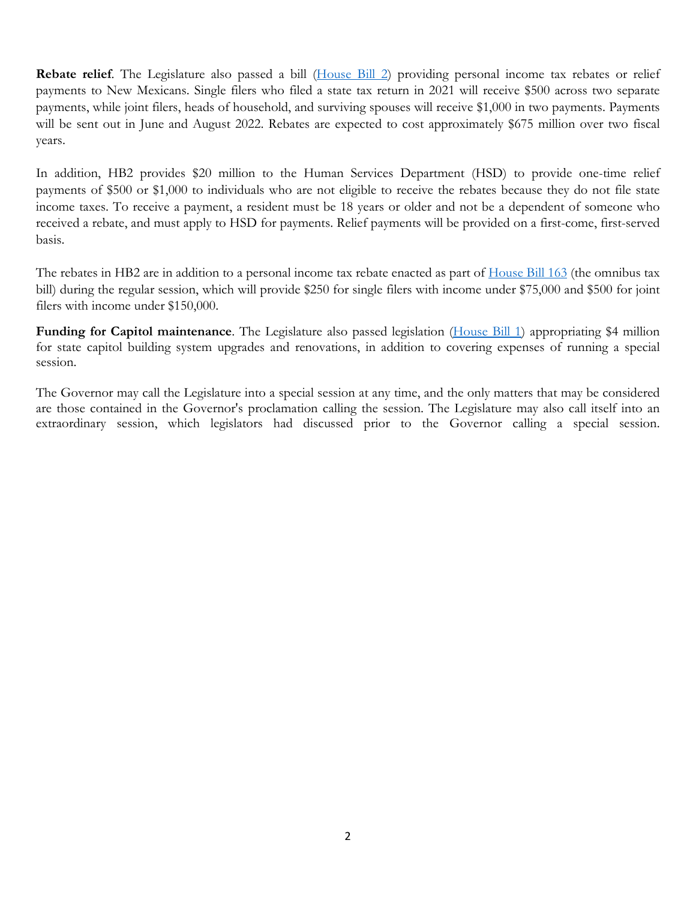**Rebate relief**. The Legislature also passed a bill (House Bill 2) providing personal income tax rebates or relief payments to New Mexicans. Single filers who filed a state tax return in 2021 will receive $500 across two separate payments, while joint filers, heads of household, and surviving spouses will receive $1,000 in two payments. Payments will be sent out in June and August 2022. Rebates are expected to cost approximately $675 million over two fiscal years.

In addition, HB2 provides $20 million to the Human Services Department (HSD) to provide one-time relief payments of $500 or $1,000 to individuals who are not eligible to receive the rebates because they do not file state income taxes. To receive a payment, a resident must be 18 years or older and not be a dependent of someone who received a rebate, and must apply to HSD for payments. Relief payments will be provided on a first-come, first-served basis.

The rebates in HB2 are in addition to a personal income tax rebate enacted as part of House Bill 163 (the omnibus tax bill) during the regular session, which will provide $250 for single filers with income under $75,000 and $500 for joint filers with income under $150,000.

**Funding for Capitol maintenance**. The Legislature also passed legislation (House Bill 1) appropriating $4 million for state capitol building system upgrades and renovations, in addition to covering expenses of running a special session.

The Governor may call the Legislature into a special session at any time, and the only matters that may be considered are those contained in the Governor's proclamation calling the session. The Legislature may also call itself into an extraordinary session, which legislators had discussed prior to the Governor calling a special session.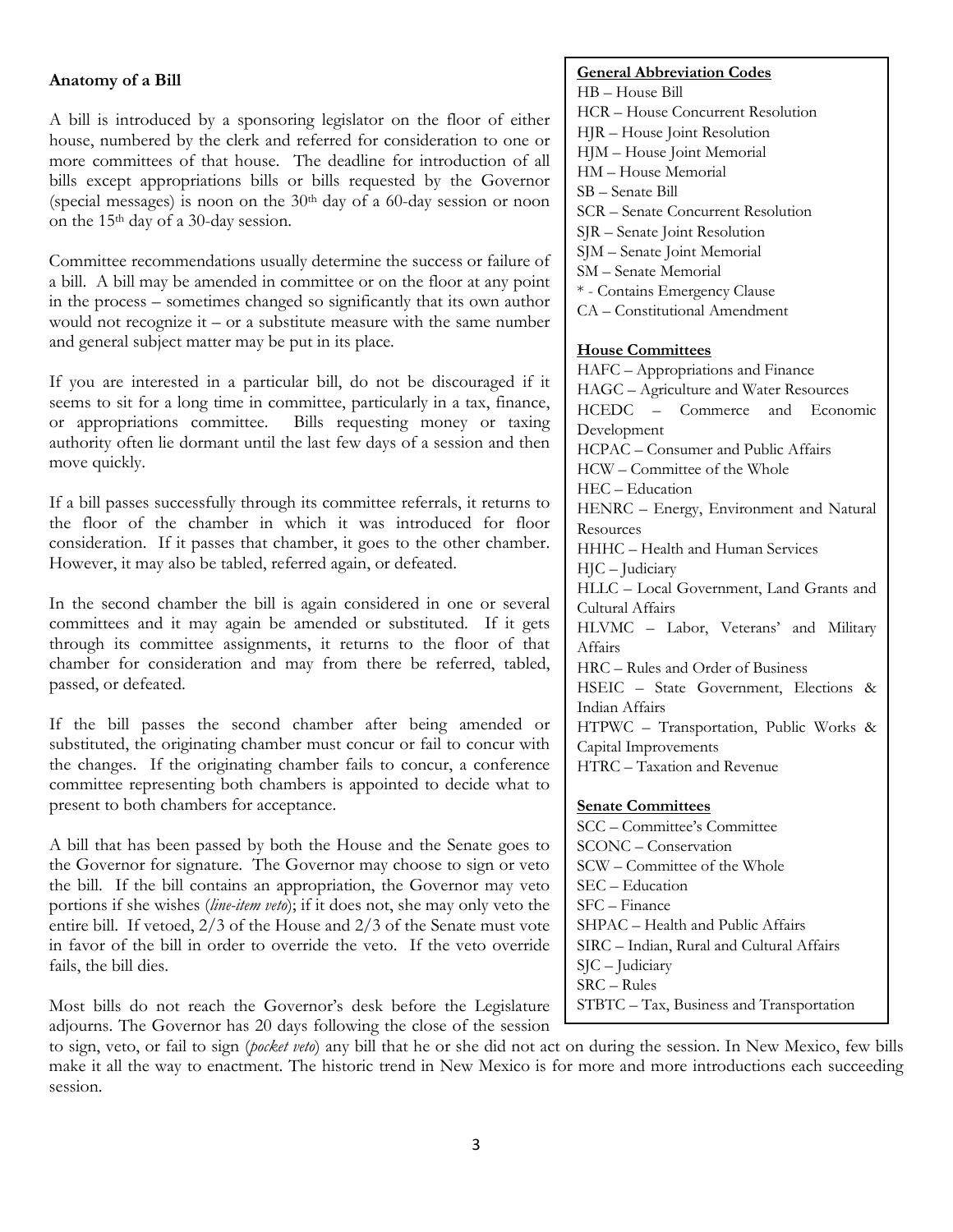**Anatomy of a Bill**

A bill is introduced by a sponsoring legislator on the floor of either house, numbered by the clerk and referred for consideration to one or more committees of that house. The deadline for introduction of all bills except appropriations bills or bills requested by the Governor (special messages) is noon on the 30th day of a 60-day session or noon on the 15th day of a 30-day session.

Committee recommendations usually determine the success or failure of a bill. A bill may be amended in committee or on the floor at any point in the process – sometimes changed so significantly that its own author would not recognize it – or a substitute measure with the same number and general subject matter may be put in its place.

If you are interested in a particular bill, do not be discouraged if it seems to sit for a long time in committee, particularly in a tax, finance, or appropriations committee. Bills requesting money or taxing authority often lie dormant until the last few days of a session and then move quickly.

If a bill passes successfully through its committee referrals, it returns to the floor of the chamber in which it was introduced for floor consideration. If it passes that chamber, it goes to the other chamber. However, it may also be tabled, referred again, or defeated.

In the second chamber the bill is again considered in one or several committees and it may again be amended or substituted. If it gets through its committee assignments, it returns to the floor of that chamber for consideration and may from there be referred, tabled, passed, or defeated.

If the bill passes the second chamber after being amended or substituted, the originating chamber must concur or fail to concur with the changes. If the originating chamber fails to concur, a conference committee representing both chambers is appointed to decide what to present to both chambers for acceptance.

A bill that has been passed by both the House and the Senate goes to the Governor for signature. The Governor may choose to sign or veto the bill. If the bill contains an appropriation, the Governor may veto portions if she wishes (*line-item veto*); if it does not, she may only veto the entire bill. If vetoed, 2/3 of the House and 2/3 of the Senate must vote in favor of the bill in order to override the veto. If the veto override fails, the bill dies.

Most bills do not reach the Governor's desk before the Legislature adjourns. The Governor has 20 days following the close of the session to sign, veto, or fail to sign (*pocket veto*) any bill that he or she did not act on during the session. In New Mexico, few bills make it all the way to enactment. The historic trend in New Mexico is for more and more introductions each succeeding session.

**General Abbreviation Codes**

HB – House Bill
HCR – House Concurrent Resolution
HJR – House Joint Resolution
HJM – House Joint Memorial
HM – House Memorial
SB – Senate Bill
SCR – Senate Concurrent Resolution
SJR – Senate Joint Resolution
SJM – Senate Joint Memorial
SM – Senate Memorial
* - Contains Emergency Clause
CA – Constitutional Amendment

**House Committees**

HAFC – Appropriations and Finance
HAGC – Agriculture and Water Resources
HCEDC – Commerce and Economic Development
HCPAC – Consumer and Public Affairs
HCW – Committee of the Whole
HEC – Education
HENRC – Energy, Environment and Natural Resources
HHHC – Health and Human Services
HJC – Judiciary
HLLC – Local Government, Land Grants and Cultural Affairs
HLVMC – Labor, Veterans' and Military Affairs
HRC – Rules and Order of Business
HSEIC – State Government, Elections & Indian Affairs
HTPWC – Transportation, Public Works & Capital Improvements
HTRC – Taxation and Revenue

**Senate Committees**

SCC – Committee's Committee
SCONC – Conservation
SCW – Committee of the Whole
SEC – Education
SFC – Finance
SHPAC – Health and Public Affairs
SIRC – Indian, Rural and Cultural Affairs
SJC – Judiciary
SRC – Rules
STBTC – Tax, Business and Transportation